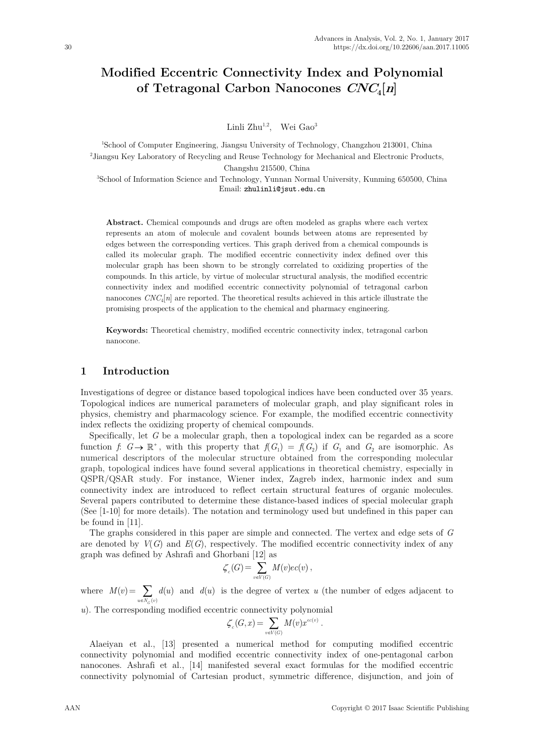# Modified Eccentric Connectivity Index and Polynomial of Tetragonal Carbon Nanocones $CNC_4[n]$

Linli Zhu[1,2], Wei Gao[3]

[1]School of Computer Engineering, Jiangsu University of Technology, Changzhou 213001, China

[2]Jiangsu Key Laboratory of Recycling and Reuse Technology for Mechanical and Electronic Products, Changshu 215500, China

[3]School of Information Science and Technology, Yunnan Normal University, Kunming 650500, China

Email: zhulinli@jsut.edu.cn

**Abstract.** Chemical compounds and drugs are often modeled as graphs where each vertex represents an atom of molecule and covalent bounds between atoms are represented by edges between the corresponding vertices. This graph derived from a chemical compounds is called its molecular graph. The modified eccentric connectivity index defined over this molecular graph has been shown to be strongly correlated to oxidizing properties of the compounds. In this article, by virtue of molecular structural analysis, the modified eccentric connectivity index and modified eccentric connectivity polynomial of tetragonal carbon nanocones $CNC_4[n]$ are reported. The theoretical results achieved in this article illustrate the promising prospects of the application to the chemical and pharmacy engineering.

**Keywords:** Theoretical chemistry, modified eccentric connectivity index, tetragonal carbon nanocone.

## 1 Introduction

Investigations of degree or distance based topological indices have been conducted over 35 years. Topological indices are numerical parameters of molecular graph, and play significant roles in physics, chemistry and pharmacology science. For example, the modified eccentric connectivity index reflects the oxidizing property of chemical compounds.

Specifically, let $G$ be a molecular graph, then a topological index can be regarded as a score function $f$: $G \to \mathbb{R}^+$, with this property that $f(G_1) = f(G_2)$ if $G_1$ and $G_2$ are isomorphic. As numerical descriptors of the molecular structure obtained from the corresponding molecular graph, topological indices have found several applications in theoretical chemistry, especially in QSPR/QSAR study. For instance, Wiener index, Zagreb index, harmonic index and sum connectivity index are introduced to reflect certain structural features of organic molecules. Several papers contributed to determine these distance-based indices of special molecular graph (See [1-10] for more details). The notation and terminology used but undefined in this paper can be found in [11].

The graphs considered in this paper are simple and connected. The vertex and edge sets of $G$ are denoted by $V(G)$ and $E(G)$, respectively. The modified eccentric connectivity index of any graph was defined by Ashrafi and Ghorbani [12] as

$$\zeta_c(G) = \sum_{v \in V(G)} M(v)ec(v),$$

where $M(v) = \sum_{u \in N_G(v)} d(u)$ and $d(u)$ is the degree of vertex $u$ (the number of edges adjacent to $u$). The corresponding modified eccentric connectivity polynomial

$$\zeta_c(G,x) = \sum_{v \in V(G)} M(v)x^{ec(v)}.$$

Alaeiyan et al., [13] presented a numerical method for computing modified eccentric connectivity polynomial and modified eccentric connectivity index of one-pentagonal carbon nanocones. Ashrafi et al., [14] manifested several exact formulas for the modified eccentric connectivity polynomial of Cartesian product, symmetric difference, disjunction, and join of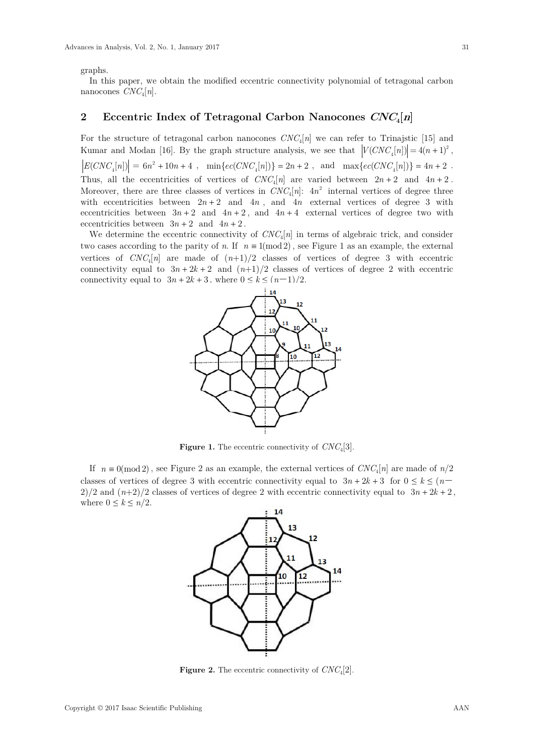graphs.

In this paper, we obtain the modified eccentric connectivity polynomial of tetragonal carbon nanocones $CNC_4[n]$.

## 2 Eccentric Index of Tetragonal Carbon Nanocones $CNC_4[n]$

For the structure of tetragonal carbon nanocones $CNC_4[n]$ we can refer to Trinajstic [15] and Kumar and Modan [16]. By the graph structure analysis, we see that $|V(CNC_4[n])| = 4(n+1)^2$, $|E(CNC_4[n])| = 6n^2 + 10n + 4$, $\min\{ec(CNC_4[n])\} = 2n + 2$, and $\max\{ec(CNC_4[n])\} = 4n + 2$. Thus, all the eccentricities of vertices of $CNC_4[n]$ are varied between $2n + 2$ and $4n + 2$. Moreover, there are three classes of vertices in $CNC_4[n]$: $4n^2$ internal vertices of degree three with eccentricities between $2n + 2$ and $4n$, and $4n$ external vertices of degree 3 with eccentricities between $3n + 2$ and $4n + 2$, and $4n + 4$ external vertices of degree two with eccentricities between $3n + 2$ and $4n + 2$.

We determine the eccentric connectivity of $CNC_4[n]$ in terms of algebraic trick, and consider two cases according to the parity of $n$. If $n \equiv 1 (\bmod 2)$, see Figure 1 as an example, the external vertices of $CNC_4[n]$ are made of $(n+1)/2$ classes of vertices of degree 3 with eccentric connectivity equal to $3n + 2k + 2$ and $(n+1)/2$ classes of vertices of degree 2 with eccentric connectivity equal to $3n + 2k + 3$. where $0 \le k \le (n-1)/2$.

**Figure 1.** The eccentric connectivity of $CNC_4[3]$.

If $n \equiv 0 (\bmod 2)$, see Figure 2 as an example, the external vertices of $CNC_4[n]$ are made of $n/2$ classes of vertices of degree 3 with eccentric connectivity equal to $3n + 2k + 3$ for $0 \le k \le (n-2)/2$ and $(n+2)/2$ classes of vertices of degree 2 with eccentric connectivity equal to $3n + 2k + 2$, where $0 \le k \le n/2$.

**Figure 2.** The eccentric connectivity of $CNC_4[2]$.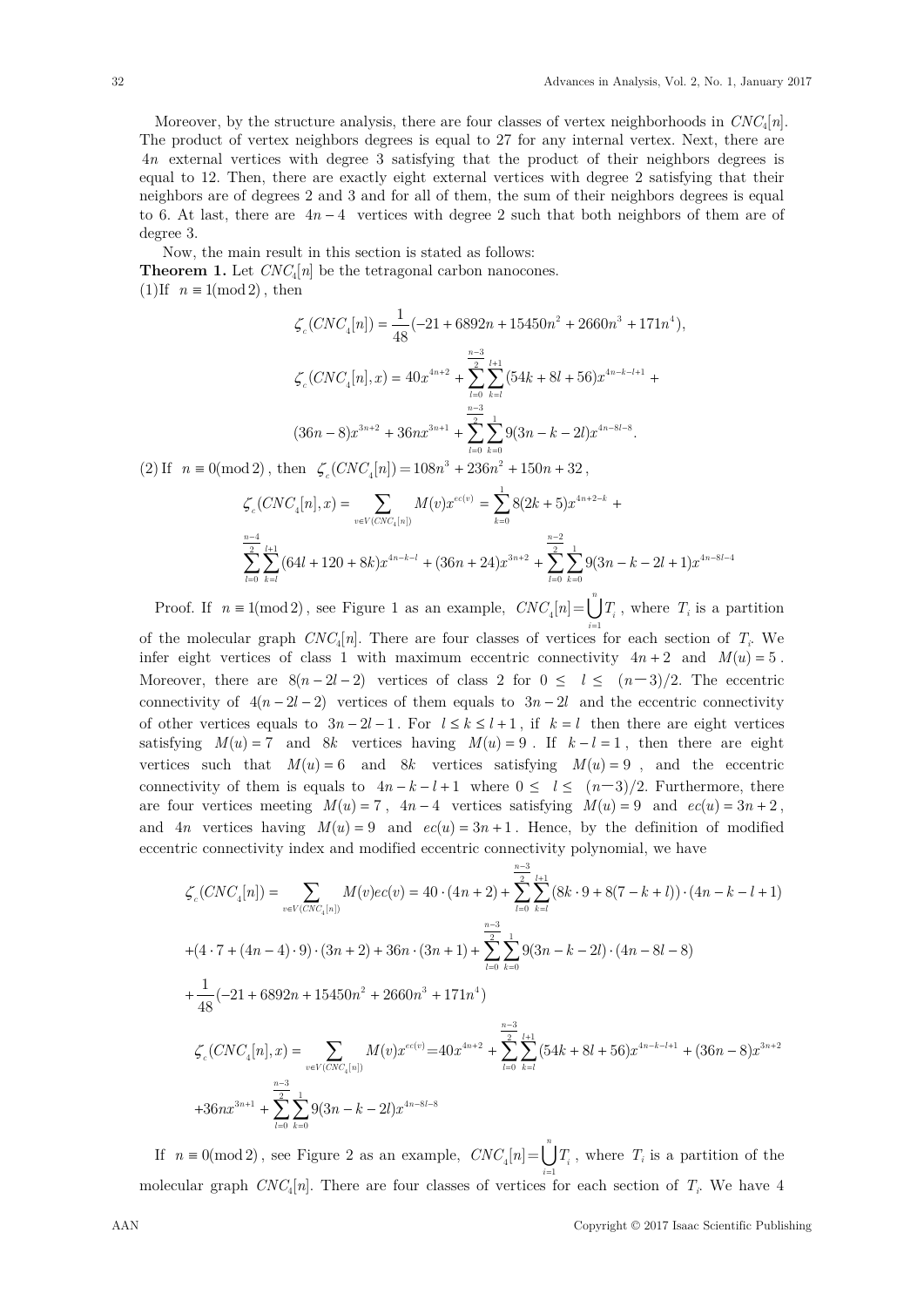Moreover, by the structure analysis, there are four classes of vertex neighborhoods in $CNC_4[n]$. The product of vertex neighbors degrees is equal to 27 for any internal vertex. Next, there are $4n$ external vertices with degree 3 satisfying that the product of their neighbors degrees is equal to 12. Then, there are exactly eight external vertices with degree 2 satisfying that their neighbors are of degrees 2 and 3 and for all of them, the sum of their neighbors degrees is equal to 6. At last, there are $4n-4$ vertices with degree 2 such that both neighbors of them are of degree 3.

Now, the main result in this section is stated as follows:

**Theorem 1.** Let $CNC_4[n]$ be the tetragonal carbon nanocones.

(1)If $n \equiv 1(\bmod 2)$, then

$$\zeta_c(CNC_4[n]) = \frac{1}{48}(-21+6892n+15450n^2+2660n^3+171n^4),$$

$$\zeta_c(CNC_4[n],x) = 40x^{4n+2} + \sum_{l=0}^{\frac{n-3}{2}}\sum_{k=l}^{l+1}(54k+8l+56)x^{4n-k-l+1} +$$

$$(36n-8)x^{3n+2} + 36nx^{3n+1} + \sum_{l=0}^{\frac{n-3}{2}}\sum_{k=0}^{1}9(3n-k-2l)x^{4n-8l-8}.$$

(2) If $n \equiv 0(\bmod 2)$, then $\zeta_c(CNC_4[n]) = 108n^3+236n^2+150n+32$,

$$\zeta_c(CNC_4[n],x) = \sum_{v\in V(CNC_4[n])} M(v)x^{ec(v)} = \sum_{k=0}^{1}8(2k+5)x^{4n+2-k} +$$

$$\sum_{l=0}^{\frac{n-4}{2}}\sum_{k=l}^{l+1}(64l+120+8k)x^{4n-k-l} + (36n+24)x^{3n+2} + \sum_{l=0}^{\frac{n-2}{2}}\sum_{k=0}^{1}9(3n-k-2l+1)x^{4n-8l-4}$$

Proof. If $n \equiv 1(\bmod 2)$, see Figure 1 as an example, $CNC_4[n] = \bigcup_{i=1}^{n} T_i$, where $T_i$ is a partition of the molecular graph $CNC_4[n]$. There are four classes of vertices for each section of $T_i$. We infer eight vertices of class 1 with maximum eccentric connectivity $4n+2$ and $M(u)=5$. Moreover, there are $8(n-2l-2)$ vertices of class 2 for $0 \le l \le (n-3)/2$. The eccentric connectivity of $4(n-2l-2)$ vertices of them equals to $3n-2l$ and the eccentric connectivity of other vertices equals to $3n-2l-1$. For $l \le k \le l+1$, if $k=l$ then there are eight vertices satisfying $M(u)=7$ and $8k$ vertices having $M(u)=9$. If $k-l=1$, then there are eight vertices such that $M(u)=6$ and $8k$ vertices satisfying $M(u)=9$, and the eccentric connectivity of them is equals to $4n-k-l+1$ where $0 \le l \le (n-3)/2$. Furthermore, there are four vertices meeting $M(u)=7$, $4n-4$ vertices satisfying $M(u)=9$ and $ec(u)=3n+2$, and $4n$ vertices having $M(u)=9$ and $ec(u)=3n+1$. Hence, by the definition of modified eccentric connectivity index and modified eccentric connectivity polynomial, we have

$$\zeta_c(CNC_4[n]) = \sum_{v\in V(CNC_4[n])} M(v)ec(v) = 40\cdot(4n+2) + \sum_{l=0}^{\frac{n-3}{2}}\sum_{k=l}^{l+1}(8k\cdot 9+8(7-k+l))\cdot(4n-k-l+1)$$

$$+(4\cdot 7+(4n-4)\cdot 9)\cdot(3n+2) + 36n\cdot(3n+1) + \sum_{l=0}^{\frac{n-3}{2}}\sum_{k=0}^{1}9(3n-k-2l)\cdot(4n-8l-8)$$

$$+\frac{1}{48}(-21+6892n+15450n^2+2660n^3+171n^4)$$

$$\zeta_c(CNC_4[n],x) = \sum_{v\in V(CNC_4[n])} M(v)x^{ec(v)} = 40x^{4n+2} + \sum_{l=0}^{\frac{n-3}{2}}\sum_{k=l}^{l+1}(54k+8l+56)x^{4n-k-l+1} + (36n-8)x^{3n+2}$$

$$+36nx^{3n+1} + \sum_{l=0}^{\frac{n-3}{2}}\sum_{k=0}^{1}9(3n-k-2l)x^{4n-8l-8}$$

If $n \equiv 0(\bmod 2)$, see Figure 2 as an example, $CNC_4[n] = \bigcup_{i=1}^{n} T_i$, where $T_i$ is a partition of the molecular graph $CNC_4[n]$. There are four classes of vertices for each section of $T_i$. We have 4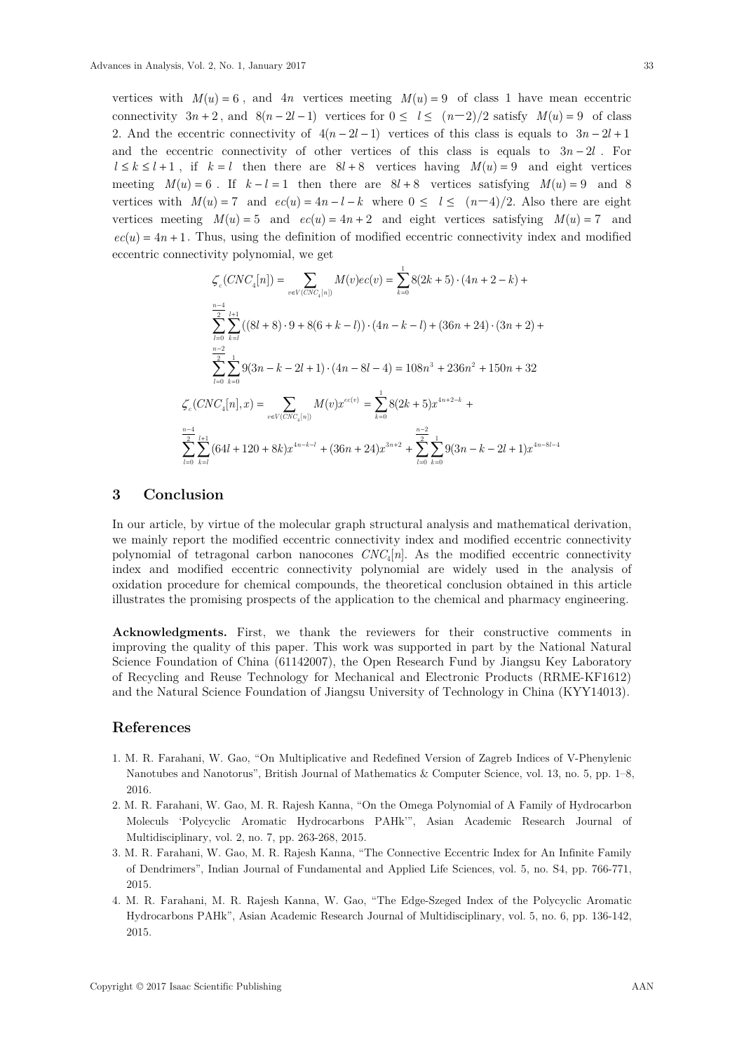vertices with $M(u) = 6$, and $4n$ vertices meeting $M(u) = 9$ of class 1 have mean eccentric connectivity $3n + 2$, and $8(n - 2l - 1)$ vertices for $0 \le l \le (n-2)/2$ satisfy $M(u) = 9$ of class 2. And the eccentric connectivity of $4(n - 2l - 1)$ vertices of this class is equals to $3n - 2l + 1$ and the eccentric connectivity of other vertices of this class is equals to $3n - 2l$. For $l \le k \le l + 1$, if $k = l$ then there are $8l + 8$ vertices having $M(u) = 9$ and eight vertices meeting $M(u) = 6$. If $k - l = 1$ then there are $8l + 8$ vertices satisfying $M(u) = 9$ and 8 vertices with $M(u) = 7$ and $ec(u) = 4n - l - k$ where $0 \le l \le (n-4)/2$. Also there are eight vertices meeting $M(u) = 5$ and $ec(u) = 4n + 2$ and eight vertices satisfying $M(u) = 7$ and $ec(u) = 4n + 1$. Thus, using the definition of modified eccentric connectivity index and modified eccentric connectivity polynomial, we get

$$\zeta_c(CNC_4[n]) = \sum_{v \in V(CNC_4[n])} M(v)ec(v) = \sum_{k=0}^{1} 8(2k+5)\cdot(4n+2-k) +$$

$$\sum_{l=0}^{\frac{n-4}{2}} \sum_{k=l}^{l+1} ((8l+8)\cdot 9 + 8(6+k-l))\cdot(4n-k-l) + (36n+24)\cdot(3n+2) +$$

$$\sum_{l=0}^{\frac{n-2}{2}} \sum_{k=0}^{1} 9(3n-k-2l+1)\cdot(4n-8l-4) = 108n^3 + 236n^2 + 150n + 32$$

$$\zeta_c(CNC_4[n], x) = \sum_{v \in V(CNC_4[n])} M(v)x^{ec(v)} = \sum_{k=0}^{1} 8(2k+5)x^{4n+2-k} +$$

$$\sum_{l=0}^{\frac{n-4}{2}} \sum_{k=l}^{l+1} (64l+120+8k)x^{4n-k-l} + (36n+24)x^{3n+2} + \sum_{l=0}^{\frac{n-2}{2}} \sum_{k=0}^{1} 9(3n-k-2l+1)x^{4n-8l-4}$$

## 3 Conclusion

In our article, by virtue of the molecular graph structural analysis and mathematical derivation, we mainly report the modified eccentric connectivity index and modified eccentric connectivity polynomial of tetragonal carbon nanocones $CNC_4[n]$. As the modified eccentric connectivity index and modified eccentric connectivity polynomial are widely used in the analysis of oxidation procedure for chemical compounds, the theoretical conclusion obtained in this article illustrates the promising prospects of the application to the chemical and pharmacy engineering.

**Acknowledgments.** First, we thank the reviewers for their constructive comments in improving the quality of this paper. This work was supported in part by the National Natural Science Foundation of China (61142007), the Open Research Fund by Jiangsu Key Laboratory of Recycling and Reuse Technology for Mechanical and Electronic Products (RRME-KF1612) and the Natural Science Foundation of Jiangsu University of Technology in China (KYY14013).

## References

1. M. R. Farahani, W. Gao, "On Multiplicative and Redefined Version of Zagreb Indices of V-Phenylenic Nanotubes and Nanotorus", British Journal of Mathematics & Computer Science, vol. 13, no. 5, pp. 1–8, 2016.
2. M. R. Farahani, W. Gao, M. R. Rajesh Kanna, "On the Omega Polynomial of A Family of Hydrocarbon Moleculs 'Polycyclic Aromatic Hydrocarbons PAHk'", Asian Academic Research Journal of Multidisciplinary, vol. 2, no. 7, pp. 263-268, 2015.
3. M. R. Farahani, W. Gao, M. R. Rajesh Kanna, "The Connective Eccentric Index for An Infinite Family of Dendrimers", Indian Journal of Fundamental and Applied Life Sciences, vol. 5, no. S4, pp. 766-771, 2015.
4. M. R. Farahani, M. R. Rajesh Kanna, W. Gao, "The Edge-Szeged Index of the Polycyclic Aromatic Hydrocarbons PAHk", Asian Academic Research Journal of Multidisciplinary, vol. 5, no. 6, pp. 136-142, 2015.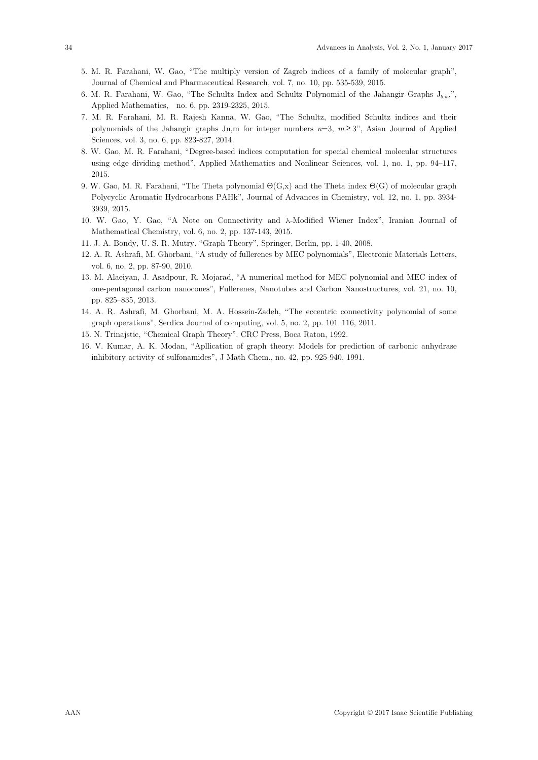5. M. R. Farahani, W. Gao, "The multiply version of Zagreb indices of a family of molecular graph", Journal of Chemical and Pharmaceutical Research, vol. 7, no. 10, pp. 535-539, 2015.
6. M. R. Farahani, W. Gao, "The Schultz Index and Schultz Polynomial of the Jahangir Graphs $J_{5,m}$", Applied Mathematics, no. 6, pp. 2319-2325, 2015.
7. M. R. Farahani, M. R. Rajesh Kanna, W. Gao, "The Schultz, modified Schultz indices and their polynomials of the Jahangir graphs Jn,m for integer numbers $n$=3, $m \geq 3$", Asian Journal of Applied Sciences, vol. 3, no. 6, pp. 823-827, 2014.
8. W. Gao, M. R. Farahani, "Degree-based indices computation for special chemical molecular structures using edge dividing method", Applied Mathematics and Nonlinear Sciences, vol. 1, no. 1, pp. 94–117, 2015.
9. W. Gao, M. R. Farahani, "The Theta polynomial $\Theta$(G,x) and the Theta index $\Theta$(G) of molecular graph Polycyclic Aromatic Hydrocarbons PAHk", Journal of Advances in Chemistry, vol. 12, no. 1, pp. 3934-3939, 2015.
10. W. Gao, Y. Gao, "A Note on Connectivity and $\lambda$-Modified Wiener Index", Iranian Journal of Mathematical Chemistry, vol. 6, no. 2, pp. 137-143, 2015.
11. J. A. Bondy, U. S. R. Mutry. "Graph Theory", Springer, Berlin, pp. 1-40, 2008.
12. A. R. Ashrafi, M. Ghorbani, "A study of fullerenes by MEC polynomials", Electronic Materials Letters, vol. 6, no. 2, pp. 87-90, 2010.
13. M. Alaeiyan, J. Asadpour, R. Mojarad, "A numerical method for MEC polynomial and MEC index of one-pentagonal carbon nanocones", Fullerenes, Nanotubes and Carbon Nanostructures, vol. 21, no. 10, pp. 825–835, 2013.
14. A. R. Ashrafi, M. Ghorbani, M. A. Hossein-Zadeh, "The eccentric connectivity polynomial of some graph operations", Serdica Journal of computing, vol. 5, no. 2, pp. 101–116, 2011.
15. N. Trinajstic, "Chemical Graph Theory". CRC Press, Boca Raton, 1992.
16. V. Kumar, A. K. Modan, "Apllication of graph theory: Models for prediction of carbonic anhydrase inhibitory activity of sulfonamides", J Math Chem., no. 42, pp. 925-940, 1991.